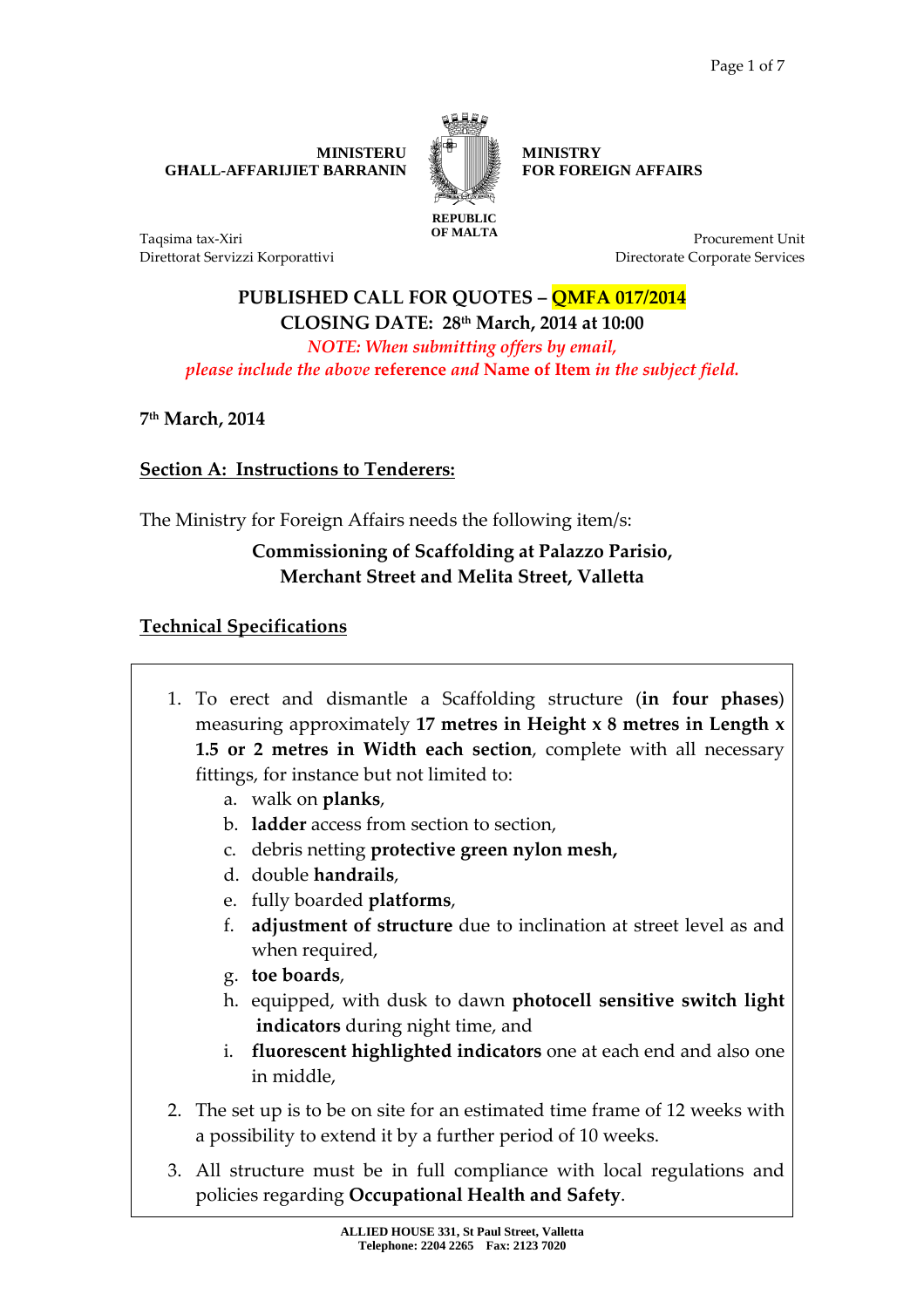**MINISTERU GĦALL-AFFARIJIET BARRANIN**

**MINISTRY FOR FOREIGN AFFAIRS**

**REPUBLIC OF MALTA**

Taqsima tax-Xiri
Direttorat Servizzi Korporattivi

Procurement Unit
Directorate Corporate Services

## PUBLISHED CALL FOR QUOTES – QMFA 017/2014

**CLOSING DATE: 28th March, 2014 at 10:00**

*NOTE: When submitting offers by email, please include the above* **reference** *and* **Name of Item** *in the subject field.*

**7th March, 2014**

## Section A: Instructions to Tenderers:

The Ministry for Foreign Affairs needs the following item/s:

**Commissioning of Scaffolding at Palazzo Parisio, Merchant Street and Melita Street, Valletta**

## Technical Specifications

1. To erect and dismantle a Scaffolding structure (**in four phases**) measuring approximately **17 metres in Height x 8 metres in Length x 1.5 or 2 metres in Width each section**, complete with all necessary fittings, for instance but not limited to:
   a. walk on **planks**,
   b. **ladder** access from section to section,
   c. debris netting **protective green nylon mesh,**
   d. double **handrails**,
   e. fully boarded **platforms**,
   f. **adjustment of structure** due to inclination at street level as and when required,
   g. **toe boards**,
   h. equipped, with dusk to dawn **photocell sensitive switch light indicators** during night time, and
   i. **fluorescent highlighted indicators** one at each end and also one in middle,
2. The set up is to be on site for an estimated time frame of 12 weeks with a possibility to extend it by a further period of 10 weeks.
3. All structure must be in full compliance with local regulations and policies regarding **Occupational Health and Safety**.

**ALLIED HOUSE 331, St Paul Street, Valletta**
**Telephone: 2204 2265 Fax: 2123 7020**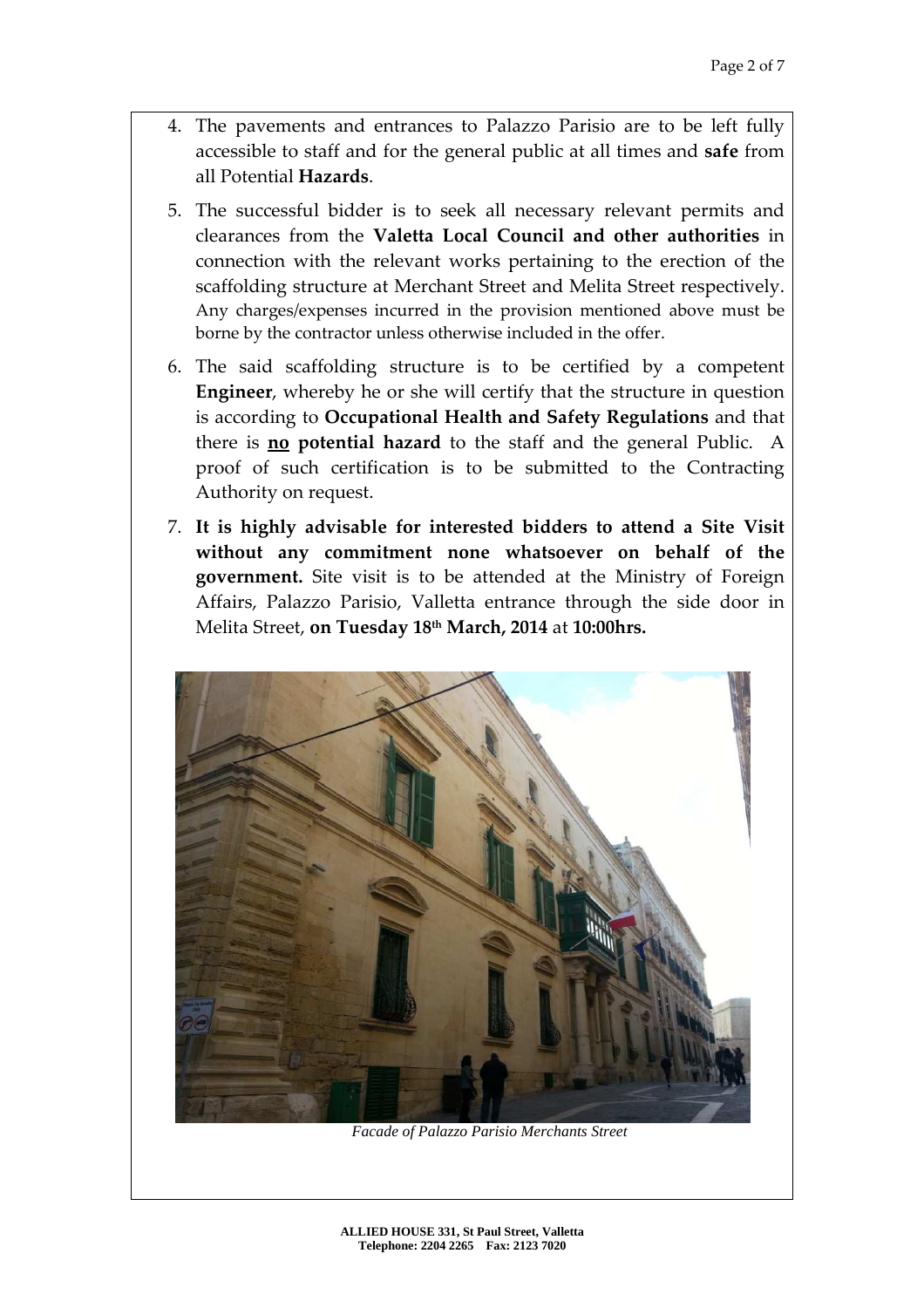4. The pavements and entrances to Palazzo Parisio are to be left fully accessible to staff and for the general public at all times and **safe** from all Potential **Hazards**.

5. The successful bidder is to seek all necessary relevant permits and clearances from the **Valetta Local Council and other authorities** in connection with the relevant works pertaining to the erection of the scaffolding structure at Merchant Street and Melita Street respectively. Any charges/expenses incurred in the provision mentioned above must be borne by the contractor unless otherwise included in the offer.

6. The said scaffolding structure is to be certified by a competent **Engineer**, whereby he or she will certify that the structure in question is according to **Occupational Health and Safety Regulations** and that there is **<u>no</u> potential hazard** to the staff and the general Public. A proof of such certification is to be submitted to the Contracting Authority on request.

7. **It is highly advisable for interested bidders to attend a Site Visit without any commitment none whatsoever on behalf of the government.** Site visit is to be attended at the Ministry of Foreign Affairs, Palazzo Parisio, Valletta entrance through the side door in Melita Street, **on Tuesday 18th March, 2014** at **10:00hrs.**

*Facade of Palazzo Parisio Merchants Street*

**ALLIED HOUSE 331, St Paul Street, Valletta**
**Telephone: 2204 2265 Fax: 2123 7020**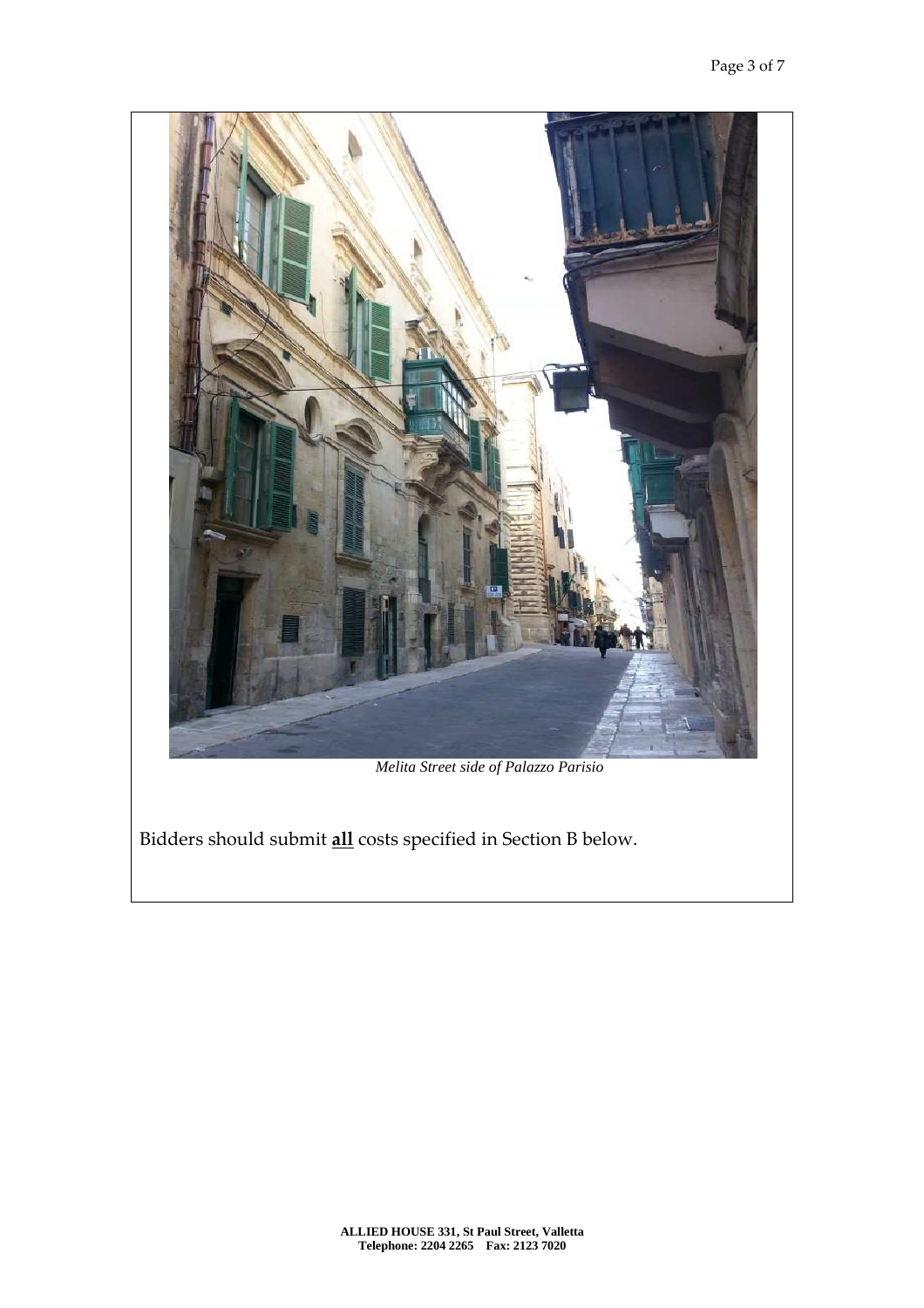*Melita Street side of Palazzo Parisio*

Bidders should submit **<u>all</u>** costs specified in Section B below.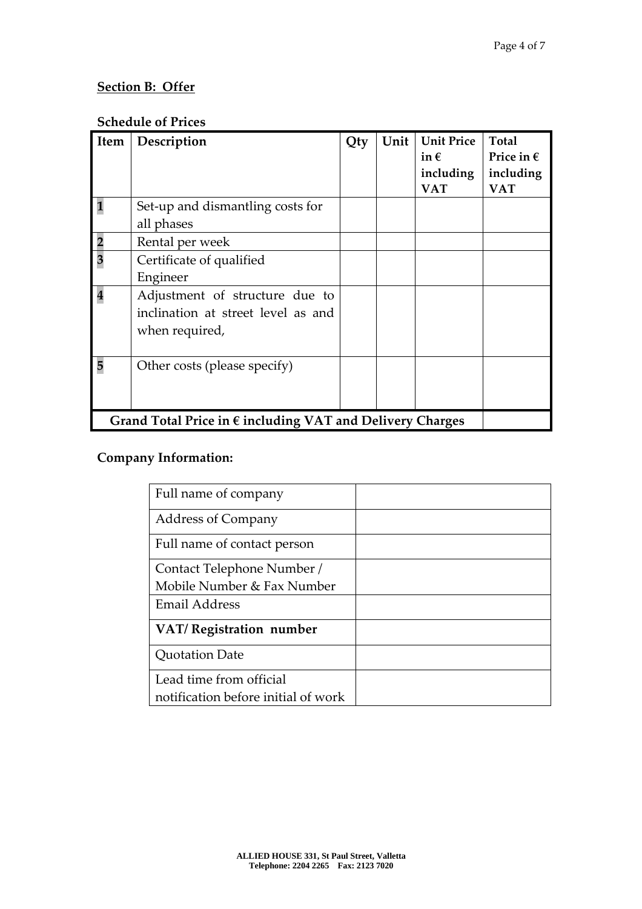## Section B: Offer

**Schedule of Prices**

| Item | Description | Qty | Unit | Unit Price in € including VAT | Total Price in € including VAT |
|---|---|---|---|---|---|
| 1 | Set-up and dismantling costs for all phases | | | | |
| 2 | Rental per week | | | | |
| 3 | Certificate of qualified Engineer | | | | |
| 4 | Adjustment of structure due to inclination at street level as and when required, | | | | |
| 5 | Other costs (please specify) | | | | |
| | **Grand Total Price in € including VAT and Delivery Charges** | | | | |

**Company Information:**

| | |
|---|---|
| Full name of company | |
| Address of Company | |
| Full name of contact person | |
| Contact Telephone Number / Mobile Number & Fax Number | |
| Email Address | |
| **VAT/ Registration number** | |
| Quotation Date | |
| Lead time from official notification before initial of work | |

ALLIED HOUSE 331, St Paul Street, Valletta
Telephone: 2204 2265 Fax: 2123 7020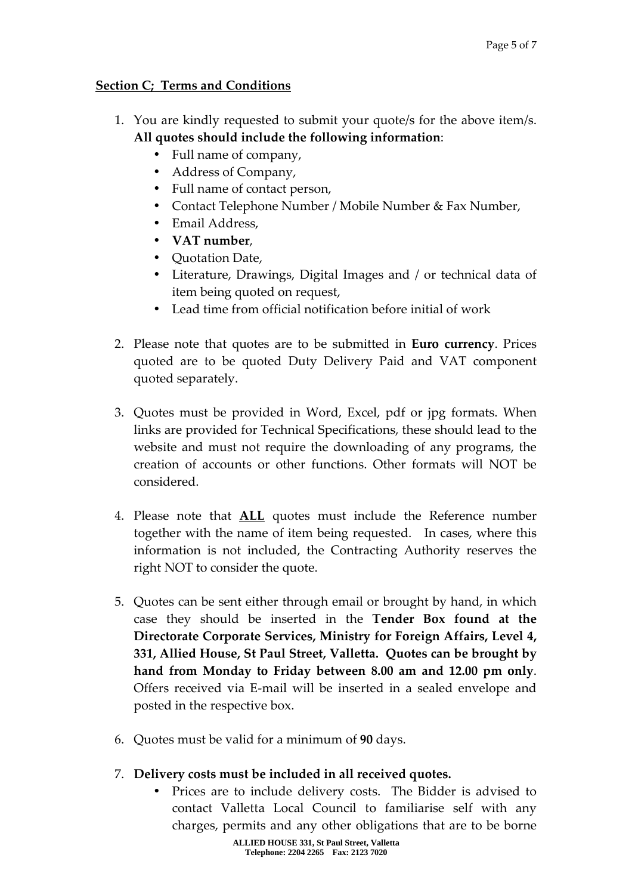**Section C; Terms and Conditions**

1. You are kindly requested to submit your quote/s for the above item/s. **All quotes should include the following information**:
    - Full name of company,
    - Address of Company,
    - Full name of contact person,
    - Contact Telephone Number / Mobile Number & Fax Number,
    - Email Address,
    - **VAT number**,
    - Quotation Date,
    - Literature, Drawings, Digital Images and / or technical data of item being quoted on request,
    - Lead time from official notification before initial of work

2. Please note that quotes are to be submitted in **Euro currency**. Prices quoted are to be quoted Duty Delivery Paid and VAT component quoted separately.

3. Quotes must be provided in Word, Excel, pdf or jpg formats. When links are provided for Technical Specifications, these should lead to the website and must not require the downloading of any programs, the creation of accounts or other functions. Other formats will NOT be considered.

4. Please note that **ALL** quotes must include the Reference number together with the name of item being requested. In cases, where this information is not included, the Contracting Authority reserves the right NOT to consider the quote.

5. Quotes can be sent either through email or brought by hand, in which case they should be inserted in the **Tender Box found at the Directorate Corporate Services, Ministry for Foreign Affairs, Level 4, 331, Allied House, St Paul Street, Valletta. Quotes can be brought by hand from Monday to Friday between 8.00 am and 12.00 pm only**. Offers received via E-mail will be inserted in a sealed envelope and posted in the respective box.

6. Quotes must be valid for a minimum of **90** days.

7. **Delivery costs must be included in all received quotes.**
    - Prices are to include delivery costs. The Bidder is advised to contact Valletta Local Council to familiarise self with any charges, permits and any other obligations that are to be borne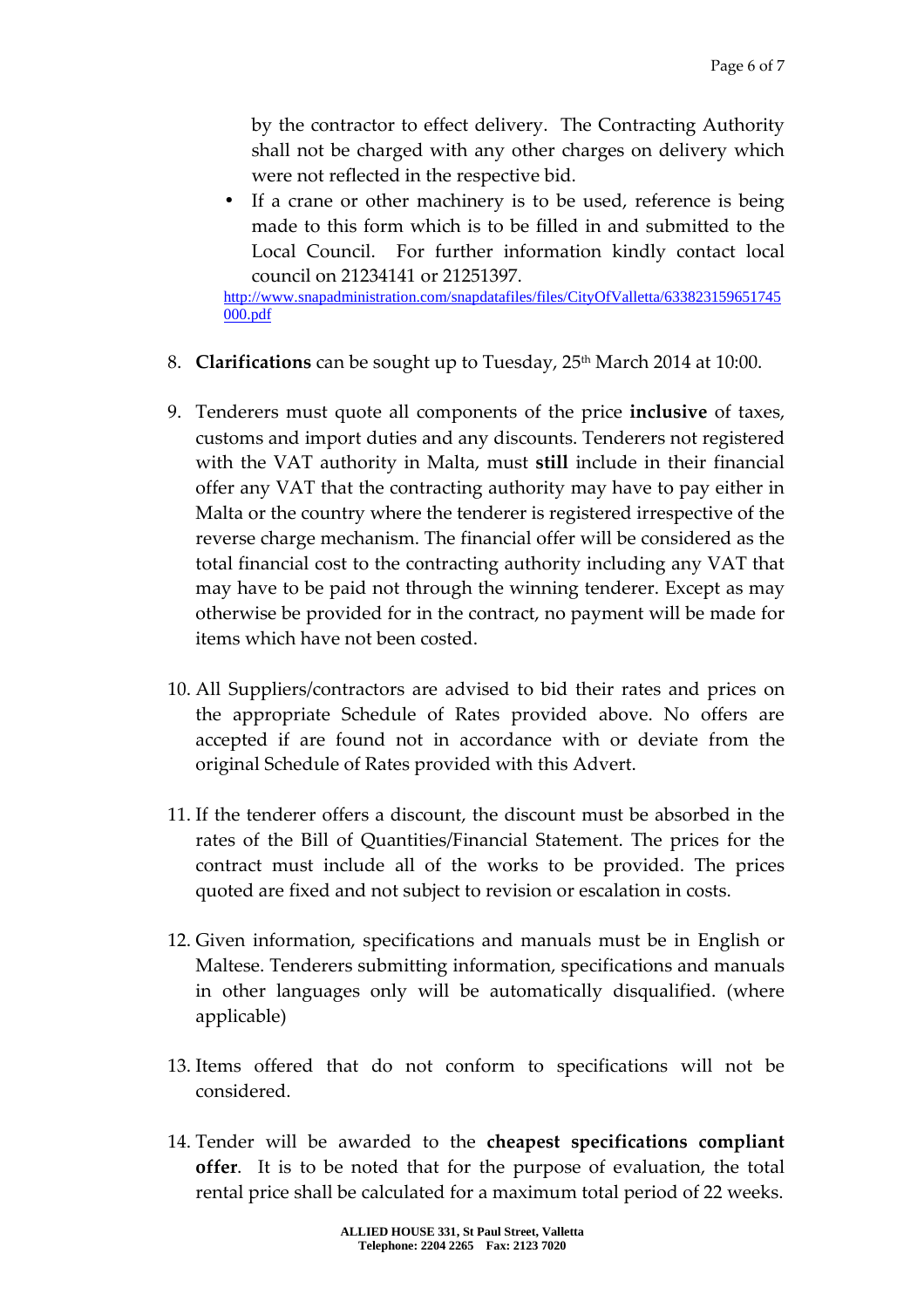by the contractor to effect delivery. The Contracting Authority shall not be charged with any other charges on delivery which were not reflected in the respective bid.

- If a crane or other machinery is to be used, reference is being made to this form which is to be filled in and submitted to the Local Council. For further information kindly contact local council on 21234141 or 21251397.

http://www.snapadministration.com/snapdatafiles/files/CityOfValletta/633823159651745000.pdf

8. **Clarifications** can be sought up to Tuesday, 25th March 2014 at 10:00.

9. Tenderers must quote all components of the price **inclusive** of taxes, customs and import duties and any discounts. Tenderers not registered with the VAT authority in Malta, must **still** include in their financial offer any VAT that the contracting authority may have to pay either in Malta or the country where the tenderer is registered irrespective of the reverse charge mechanism. The financial offer will be considered as the total financial cost to the contracting authority including any VAT that may have to be paid not through the winning tenderer. Except as may otherwise be provided for in the contract, no payment will be made for items which have not been costed.

10. All Suppliers/contractors are advised to bid their rates and prices on the appropriate Schedule of Rates provided above. No offers are accepted if are found not in accordance with or deviate from the original Schedule of Rates provided with this Advert.

11. If the tenderer offers a discount, the discount must be absorbed in the rates of the Bill of Quantities/Financial Statement. The prices for the contract must include all of the works to be provided. The prices quoted are fixed and not subject to revision or escalation in costs.

12. Given information, specifications and manuals must be in English or Maltese. Tenderers submitting information, specifications and manuals in other languages only will be automatically disqualified. (where applicable)

13. Items offered that do not conform to specifications will not be considered.

14. Tender will be awarded to the **cheapest specifications compliant offer**. It is to be noted that for the purpose of evaluation, the total rental price shall be calculated for a maximum total period of 22 weeks.

ALLIED HOUSE 331, St Paul Street, Valletta
Telephone: 2204 2265 Fax: 2123 7020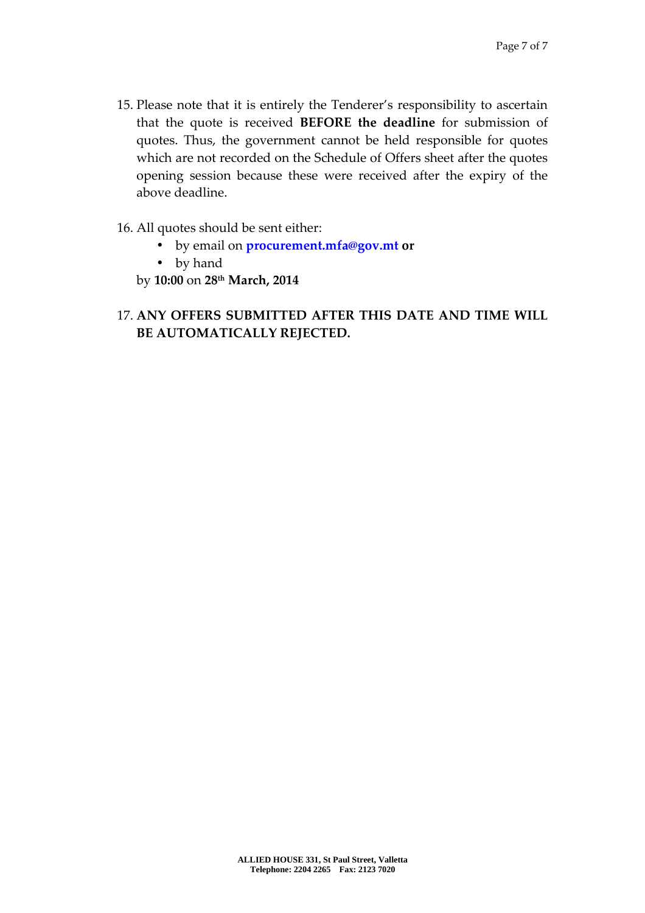15. Please note that it is entirely the Tenderer's responsibility to ascertain that the quote is received **BEFORE the deadline** for submission of quotes. Thus, the government cannot be held responsible for quotes which are not recorded on the Schedule of Offers sheet after the quotes opening session because these were received after the expiry of the above deadline.

16. All quotes should be sent either:
    - by email on **procurement.mfa@gov.mt** **or**
    - by hand

    by **10:00** on **28th March, 2014**

17. **ANY OFFERS SUBMITTED AFTER THIS DATE AND TIME WILL BE AUTOMATICALLY REJECTED.**

**ALLIED HOUSE 331, St Paul Street, Valletta**
**Telephone: 2204 2265 Fax: 2123 7020**